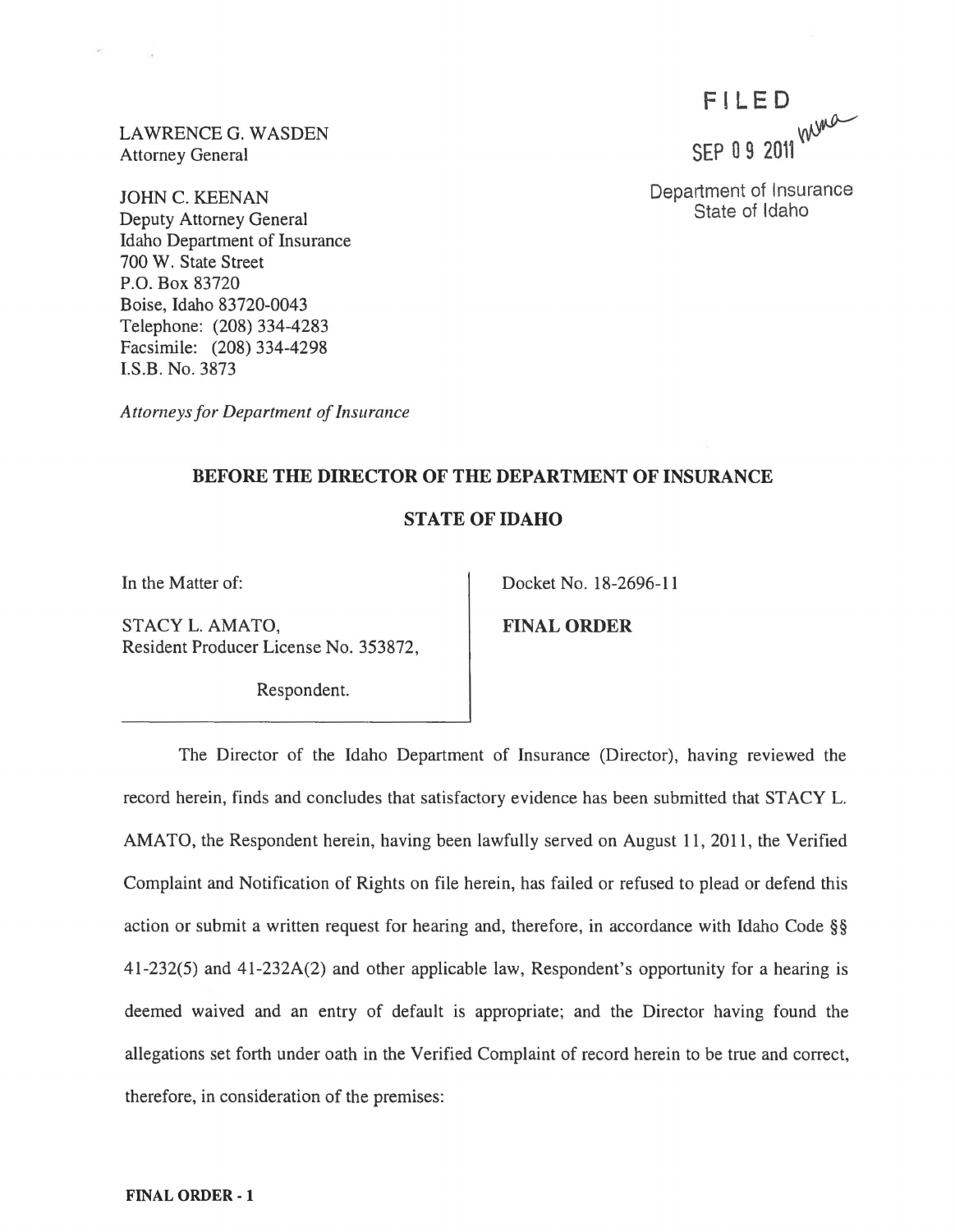LAWRENCE G. WASDEN
Attorney General

JOHN C. KEENAN
Deputy Attorney General
Idaho Department of Insurance
700 W. State Street
P.O. Box 83720
Boise, Idaho 83720-0043
Telephone: (208) 334-4283
Facsimile: (208) 334-4298
I.S.B. No. 3873

*Attorneys for Department of Insurance*

FILED

SEP 09 2011

Department of Insurance
State of Idaho

**BEFORE THE DIRECTOR OF THE DEPARTMENT OF INSURANCE**

**STATE OF IDAHO**

| | |
|---|---|
| In the Matter of:<br><br>STACY L. AMATO,<br>Resident Producer License No. 353872,<br><br>Respondent. | Docket No. 18-2696-11<br><br>**FINAL ORDER** |

The Director of the Idaho Department of Insurance (Director), having reviewed the record herein, finds and concludes that satisfactory evidence has been submitted that STACY L. AMATO, the Respondent herein, having been lawfully served on August 11, 2011, the Verified Complaint and Notification of Rights on file herein, has failed or refused to plead or defend this action or submit a written request for hearing and, therefore, in accordance with Idaho Code §§ 41-232(5) and 41-232A(2) and other applicable law, Respondent's opportunity for a hearing is deemed waived and an entry of default is appropriate; and the Director having found the allegations set forth under oath in the Verified Complaint of record herein to be true and correct, therefore, in consideration of the premises: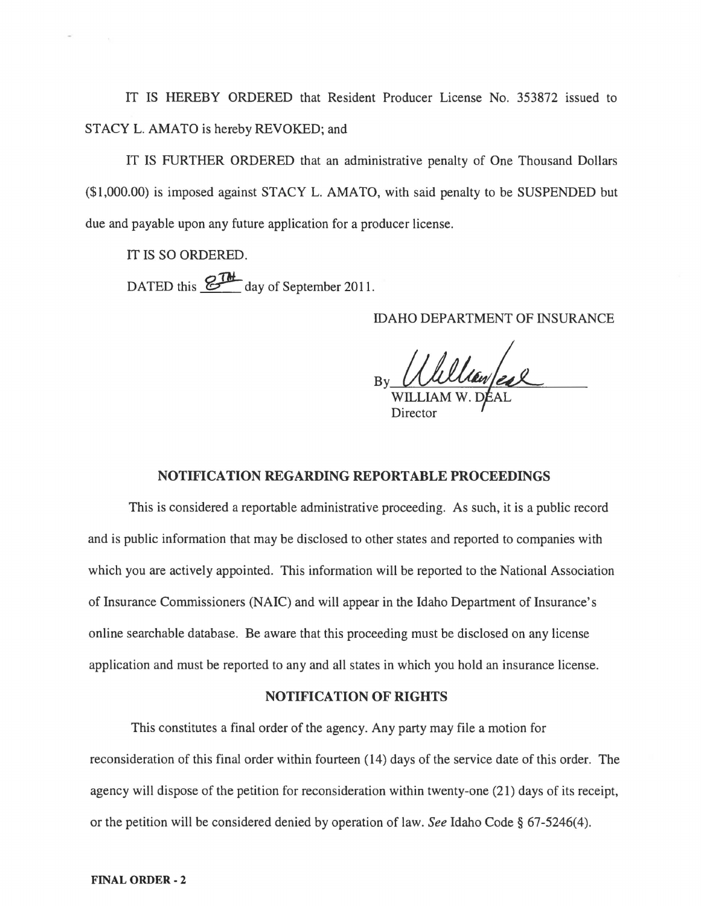IT IS HEREBY ORDERED that Resident Producer License No. 353872 issued to STACY L. AMATO is hereby REVOKED; and

IT IS FURTHER ORDERED that an administrative penalty of One Thousand Dollars ($1,000.00) is imposed against STACY L. AMATO, with said penalty to be SUSPENDED but due and payable upon any future application for a producer license.

IT IS SO ORDERED.

DATED this 8TH day of September 2011.

IDAHO DEPARTMENT OF INSURANCE

By ________________________
WILLIAM W. DEAL
Director

## NOTIFICATION REGARDING REPORTABLE PROCEEDINGS

This is considered a reportable administrative proceeding. As such, it is a public record and is public information that may be disclosed to other states and reported to companies with which you are actively appointed. This information will be reported to the National Association of Insurance Commissioners (NAIC) and will appear in the Idaho Department of Insurance's online searchable database. Be aware that this proceeding must be disclosed on any license application and must be reported to any and all states in which you hold an insurance license.

## NOTIFICATION OF RIGHTS

This constitutes a final order of the agency. Any party may file a motion for reconsideration of this final order within fourteen (14) days of the service date of this order. The agency will dispose of the petition for reconsideration within twenty-one (21) days of its receipt, or the petition will be considered denied by operation of law. *See* Idaho Code § 67-5246(4).

**FINAL ORDER - 2**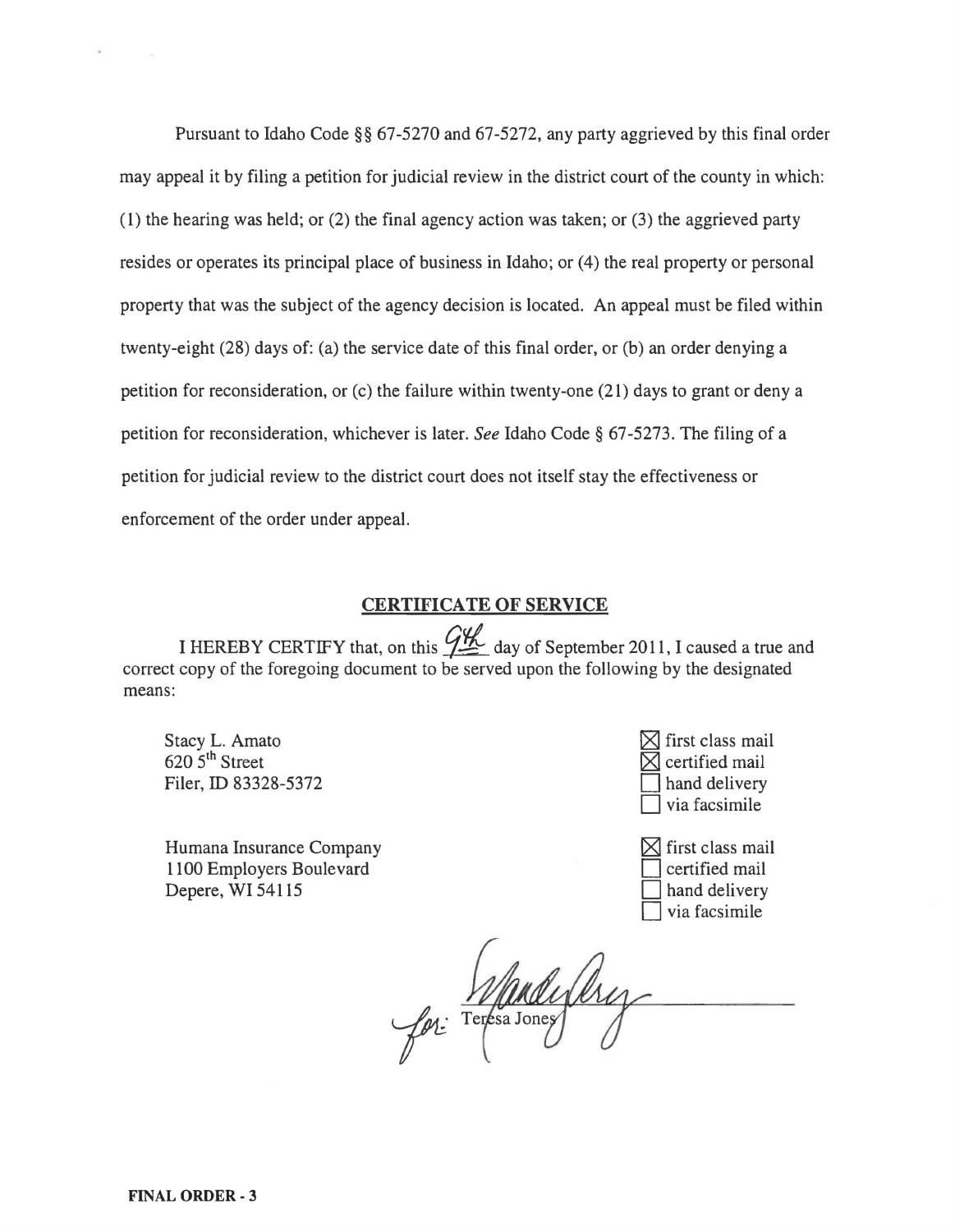Pursuant to Idaho Code §§ 67-5270 and 67-5272, any party aggrieved by this final order may appeal it by filing a petition for judicial review in the district court of the county in which: (1) the hearing was held; or (2) the final agency action was taken; or (3) the aggrieved party resides or operates its principal place of business in Idaho; or (4) the real property or personal property that was the subject of the agency decision is located. An appeal must be filed within twenty-eight (28) days of: (a) the service date of this final order, or (b) an order denying a petition for reconsideration, or (c) the failure within twenty-one (21) days to grant or deny a petition for reconsideration, whichever is later. *See* Idaho Code § 67-5273. The filing of a petition for judicial review to the district court does not itself stay the effectiveness or enforcement of the order under appeal.

## CERTIFICATE OF SERVICE

I HEREBY CERTIFY that, on this 9th day of September 2011, I caused a true and correct copy of the foregoing document to be served upon the following by the designated means:

Stacy L. Amato
620 5th Street
Filer, ID 83328-5372

- [x] first class mail
- [x] certified mail
- [ ] hand delivery
- [ ] via facsimile

Humana Insurance Company
1100 Employers Boulevard
Depere, WI 54115

- [x] first class mail
- [ ] certified mail
- [ ] hand delivery
- [ ] via facsimile

for: Teresa Jones